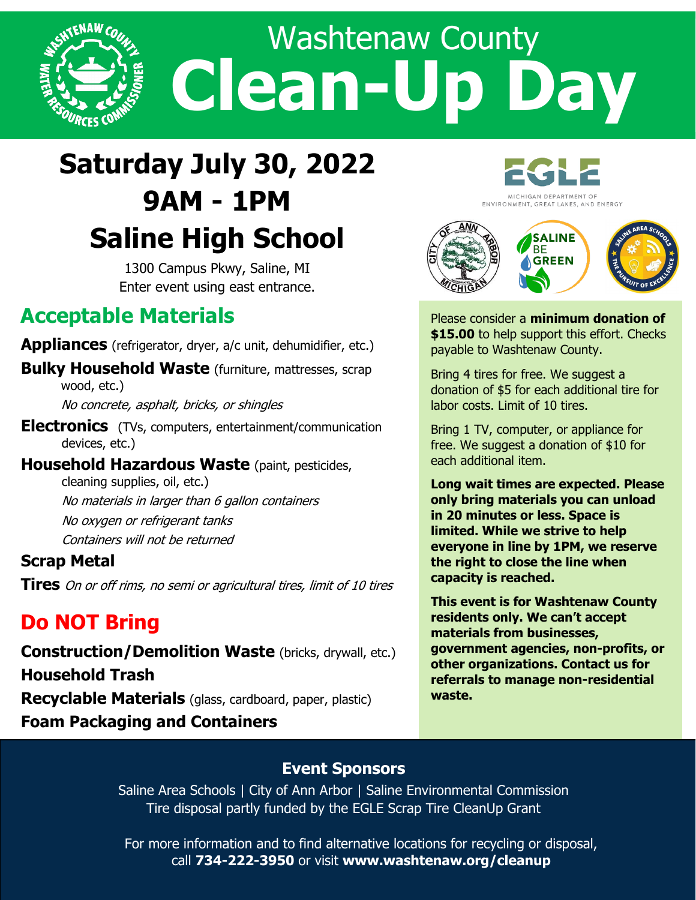# Washtenaw County Clean-Up Day

## Saturday July 30, 2022
## 9AM - 1PM
## Saline High School

1300 Campus Pkwy, Saline, MI
Enter event using east entrance.

MICHIGAN DEPARTMENT OF ENVIRONMENT, GREAT LAKES, AND ENERGY

## Acceptable Materials

**Appliances** (refrigerator, dryer, a/c unit, dehumidifier, etc.)

**Bulky Household Waste** (furniture, mattresses, scrap wood, etc.)
*No concrete, asphalt, bricks, or shingles*

**Electronics** (TVs, computers, entertainment/communication devices, etc.)

**Household Hazardous Waste** (paint, pesticides, cleaning supplies, oil, etc.)
*No materials in larger than 6 gallon containers*
*No oxygen or refrigerant tanks*
*Containers will not be returned*

**Scrap Metal**

**Tires** *On or off rims, no semi or agricultural tires, limit of 10 tires*

## Do NOT Bring

**Construction/Demolition Waste** (bricks, drywall, etc.)
**Household Trash**
**Recyclable Materials** (glass, cardboard, paper, plastic)
**Foam Packaging and Containers**

Please consider a **minimum donation of $15.00** to help support this effort. Checks payable to Washtenaw County.

Bring 4 tires for free. We suggest a donation of $5 for each additional tire for labor costs. Limit of 10 tires.

Bring 1 TV, computer, or appliance for free. We suggest a donation of $10 for each additional item.

**Long wait times are expected. Please only bring materials you can unload in 20 minutes or less. Space is limited. While we strive to help everyone in line by 1PM, we reserve the right to close the line when capacity is reached.**

**This event is for Washtenaw County residents only. We can't accept materials from businesses, government agencies, non-profits, or other organizations. Contact us for referrals to manage non-residential waste.**

### Event Sponsors

Saline Area Schools | City of Ann Arbor | Saline Environmental Commission
Tire disposal partly funded by the EGLE Scrap Tire CleanUp Grant

For more information and to find alternative locations for recycling or disposal, call **734-222-3950** or visit **www.washtenaw.org/cleanup**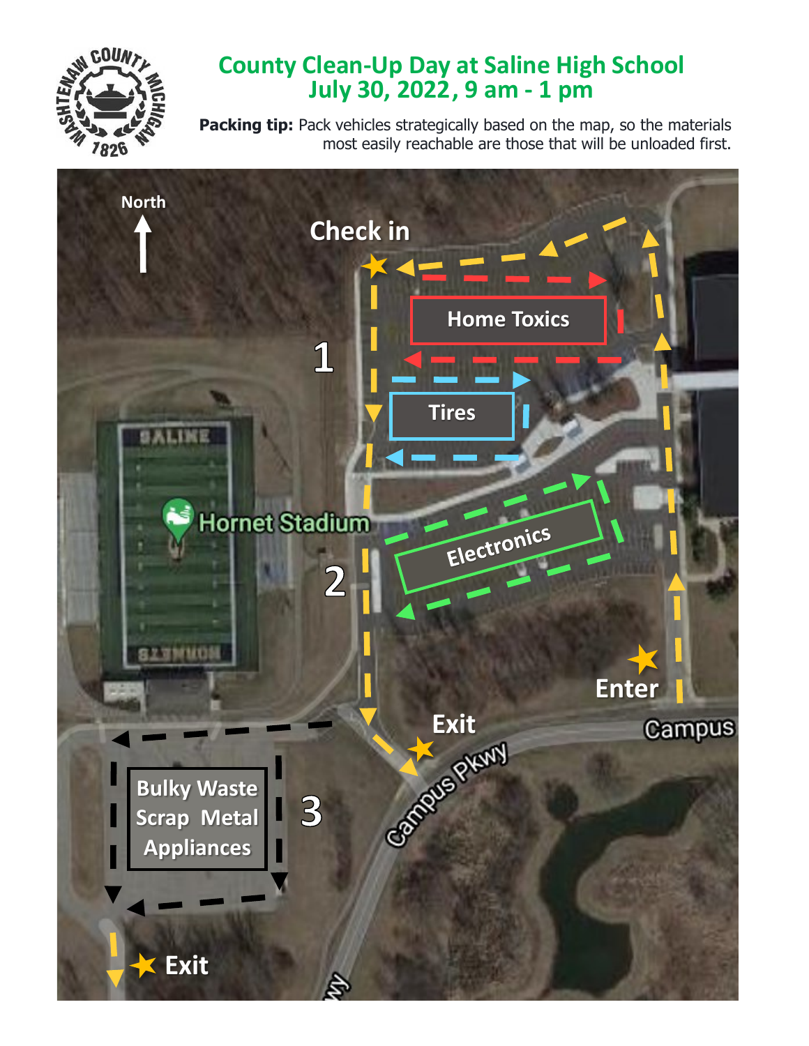# County Clean-Up Day at Saline High School
## July 30, 2022, 9 am - 1 pm

**Packing tip:** Pack vehicles strategically based on the map, so the materials most easily reachable are those that will be unloaded first.

North

Check in

1

Home Toxics

Tires

Hornet Stadium

2

Electronics

Enter

Exit

Campus

Campus Pkwy

Bulky Waste
Scrap Metal
Appliances

3

Exit